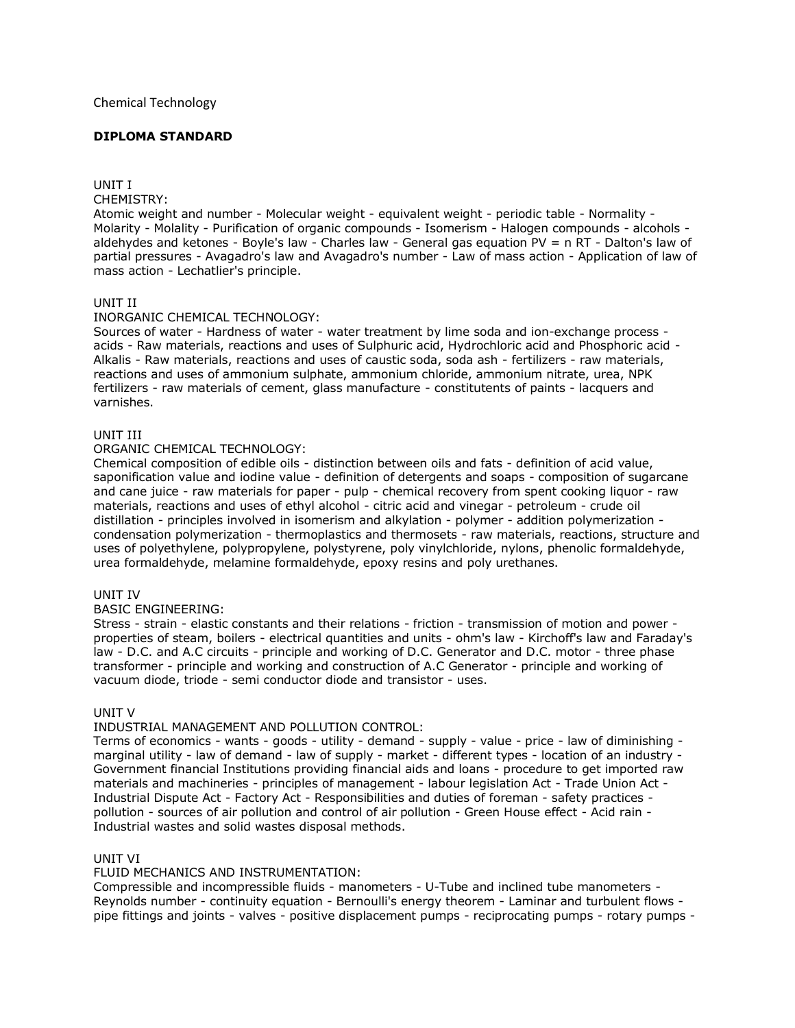Chemical Technology

**DIPLOMA STANDARD**

UNIT I
CHEMISTRY:
Atomic weight and number - Molecular weight - equivalent weight - periodic table - Normality - Molarity - Molality - Purification of organic compounds - Isomerism - Halogen compounds - alcohols - aldehydes and ketones - Boyle's law - Charles law - General gas equation $PV = n RT$ - Dalton's law of partial pressures - Avagadro's law and Avagadro's number - Law of mass action - Application of law of mass action - Lechatlier's principle.

UNIT II
INORGANIC CHEMICAL TECHNOLOGY:
Sources of water - Hardness of water - water treatment by lime soda and ion-exchange process - acids - Raw materials, reactions and uses of Sulphuric acid, Hydrochloric acid and Phosphoric acid - Alkalis - Raw materials, reactions and uses of caustic soda, soda ash - fertilizers - raw materials, reactions and uses of ammonium sulphate, ammonium chloride, ammonium nitrate, urea, NPK fertilizers - raw materials of cement, glass manufacture - constitutents of paints - lacquers and varnishes.

UNIT III
ORGANIC CHEMICAL TECHNOLOGY:
Chemical composition of edible oils - distinction between oils and fats - definition of acid value, saponification value and iodine value - definition of detergents and soaps - composition of sugarcane and cane juice - raw materials for paper - pulp - chemical recovery from spent cooking liquor - raw materials, reactions and uses of ethyl alcohol - citric acid and vinegar - petroleum - crude oil distillation - principles involved in isomerism and alkylation - polymer - addition polymerization - condensation polymerization - thermoplastics and thermosets - raw materials, reactions, structure and uses of polyethylene, polypropylene, polystyrene, poly vinylchloride, nylons, phenolic formaldehyde, urea formaldehyde, melamine formaldehyde, epoxy resins and poly urethanes.

UNIT IV
BASIC ENGINEERING:
Stress - strain - elastic constants and their relations - friction - transmission of motion and power - properties of steam, boilers - electrical quantities and units - ohm's law - Kirchoff's law and Faraday's law - D.C. and A.C circuits - principle and working of D.C. Generator and D.C. motor - three phase transformer - principle and working and construction of A.C Generator - principle and working of vacuum diode, triode - semi conductor diode and transistor - uses.

UNIT V
INDUSTRIAL MANAGEMENT AND POLLUTION CONTROL:
Terms of economics - wants - goods - utility - demand - supply - value - price - law of diminishing - marginal utility - law of demand - law of supply - market - different types - location of an industry - Government financial Institutions providing financial aids and loans - procedure to get imported raw materials and machineries - principles of management - labour legislation Act - Trade Union Act - Industrial Dispute Act - Factory Act - Responsibilities and duties of foreman - safety practices - pollution - sources of air pollution and control of air pollution - Green House effect - Acid rain - Industrial wastes and solid wastes disposal methods.

UNIT VI
FLUID MECHANICS AND INSTRUMENTATION:
Compressible and incompressible fluids - manometers - U-Tube and inclined tube manometers - Reynolds number - continuity equation - Bernoulli's energy theorem - Laminar and turbulent flows - pipe fittings and joints - valves - positive displacement pumps - reciprocating pumps - rotary pumps -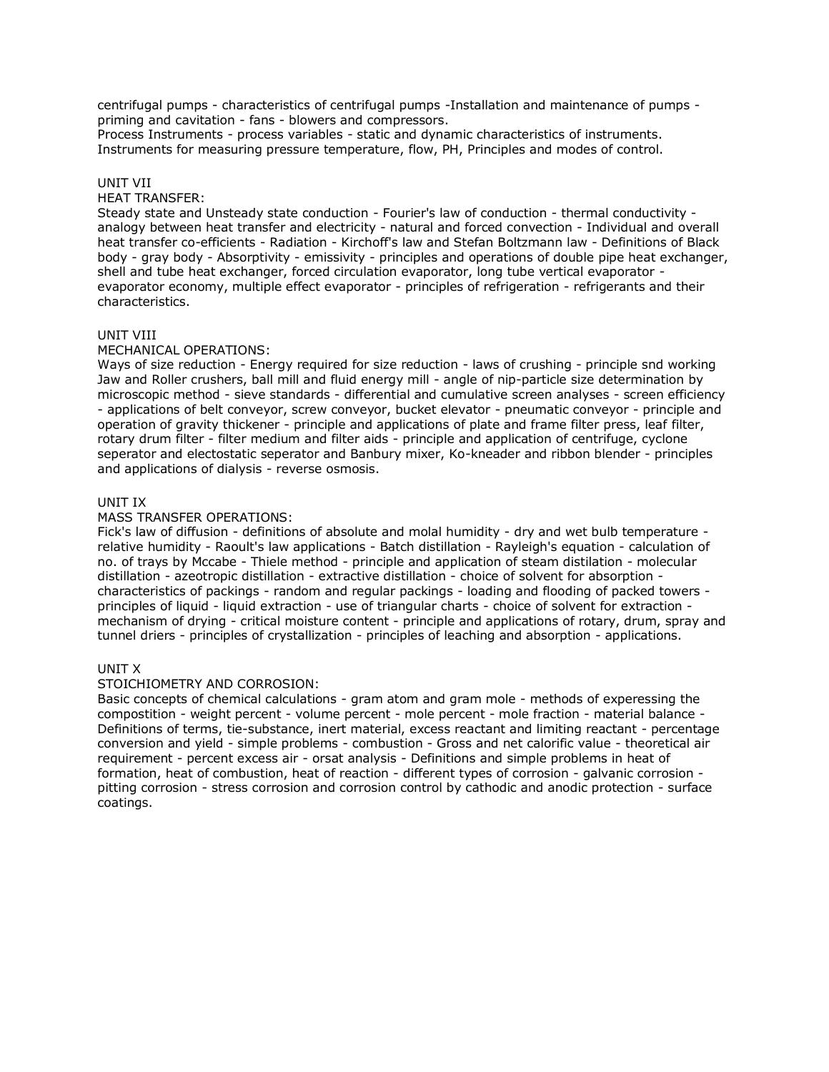centrifugal pumps - characteristics of centrifugal pumps -Installation and maintenance of pumps - priming and cavitation - fans - blowers and compressors.
Process Instruments - process variables - static and dynamic characteristics of instruments. Instruments for measuring pressure temperature, flow, PH, Principles and modes of control.

UNIT VII
HEAT TRANSFER:
Steady state and Unsteady state conduction - Fourier's law of conduction - thermal conductivity - analogy between heat transfer and electricity - natural and forced convection - Individual and overall heat transfer co-efficients - Radiation - Kirchoff's law and Stefan Boltzmann law - Definitions of Black body - gray body - Absorptivity - emissivity - principles and operations of double pipe heat exchanger, shell and tube heat exchanger, forced circulation evaporator, long tube vertical evaporator - evaporator economy, multiple effect evaporator - principles of refrigeration - refrigerants and their characteristics.

UNIT VIII
MECHANICAL OPERATIONS:
Ways of size reduction - Energy required for size reduction - laws of crushing - principle snd working Jaw and Roller crushers, ball mill and fluid energy mill - angle of nip-particle size determination by microscopic method - sieve standards - differential and cumulative screen analyses - screen efficiency - applications of belt conveyor, screw conveyor, bucket elevator - pneumatic conveyor - principle and operation of gravity thickener - principle and applications of plate and frame filter press, leaf filter, rotary drum filter - filter medium and filter aids - principle and application of centrifuge, cyclone seperator and electostatic seperator and Banbury mixer, Ko-kneader and ribbon blender - principles and applications of dialysis - reverse osmosis.

UNIT IX
MASS TRANSFER OPERATIONS:
Fick's law of diffusion - definitions of absolute and molal humidity - dry and wet bulb temperature - relative humidity - Raoult's law applications - Batch distillation - Rayleigh's equation - calculation of no. of trays by Mccabe - Thiele method - principle and application of steam distilation - molecular distillation - azeotropic distillation - extractive distillation - choice of solvent for absorption - characteristics of packings - random and regular packings - loading and flooding of packed towers - principles of liquid - liquid extraction - use of triangular charts - choice of solvent for extraction - mechanism of drying - critical moisture content - principle and applications of rotary, drum, spray and tunnel driers - principles of crystallization - principles of leaching and absorption - applications.

UNIT X
STOICHIOMETRY AND CORROSION:
Basic concepts of chemical calculations - gram atom and gram mole - methods of experessing the compostition - weight percent - volume percent - mole percent - mole fraction - material balance - Definitions of terms, tie-substance, inert material, excess reactant and limiting reactant - percentage conversion and yield - simple problems - combustion - Gross and net calorific value - theoretical air requirement - percent excess air - orsat analysis - Definitions and simple problems in heat of formation, heat of combustion, heat of reaction - different types of corrosion - galvanic corrosion - pitting corrosion - stress corrosion and corrosion control by cathodic and anodic protection - surface coatings.